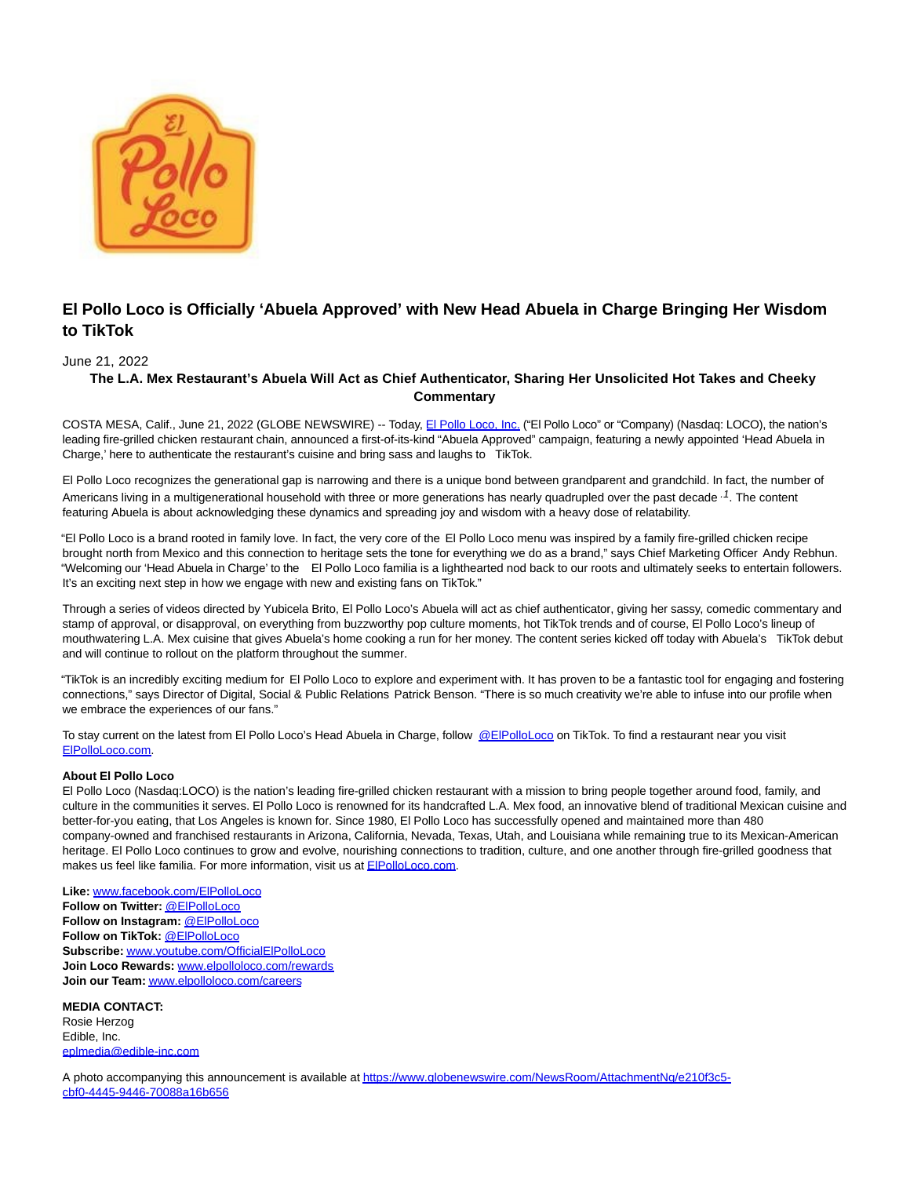# El Pollo Loco is Officially 'Abuela Approved' with New Head Abuela in Charge Bringing Her Wisdom to TikTok

June 21, 2022

**The L.A. Mex Restaurant's Abuela Will Act as Chief Authenticator, Sharing Her Unsolicited Hot Takes and Cheeky Commentary**

COSTA MESA, Calif., June 21, 2022 (GLOBE NEWSWIRE) -- Today, El Pollo Loco, Inc. ("El Pollo Loco" or "Company) (Nasdaq: LOCO), the nation's leading fire-grilled chicken restaurant chain, announced a first-of-its-kind "Abuela Approved" campaign, featuring a newly appointed 'Head Abuela in Charge,' here to authenticate the restaurant's cuisine and bring sass and laughs to TikTok.

El Pollo Loco recognizes the generational gap is narrowing and there is a unique bond between grandparent and grandchild. In fact, the number of Americans living in a multigenerational household with three or more generations has nearly quadrupled over the past decade [1]. The content featuring Abuela is about acknowledging these dynamics and spreading joy and wisdom with a heavy dose of relatability.

"El Pollo Loco is a brand rooted in family love. In fact, the very core of the El Pollo Loco menu was inspired by a family fire-grilled chicken recipe brought north from Mexico and this connection to heritage sets the tone for everything we do as a brand," says Chief Marketing Officer Andy Rebhun. "Welcoming our 'Head Abuela in Charge' to the El Pollo Loco familia is a lighthearted nod back to our roots and ultimately seeks to entertain followers. It's an exciting next step in how we engage with new and existing fans on TikTok."

Through a series of videos directed by Yubicela Brito, El Pollo Loco's Abuela will act as chief authenticator, giving her sassy, comedic commentary and stamp of approval, or disapproval, on everything from buzzworthy pop culture moments, hot TikTok trends and of course, El Pollo Loco's lineup of mouthwatering L.A. Mex cuisine that gives Abuela's home cooking a run for her money. The content series kicked off today with Abuela's TikTok debut and will continue to rollout on the platform throughout the summer.

"TikTok is an incredibly exciting medium for El Pollo Loco to explore and experiment with. It has proven to be a fantastic tool for engaging and fostering connections," says Director of Digital, Social & Public Relations Patrick Benson. "There is so much creativity we're able to infuse into our profile when we embrace the experiences of our fans."

To stay current on the latest from El Pollo Loco's Head Abuela in Charge, follow @ElPolloLoco on TikTok. To find a restaurant near you visit ElPolloLoco.com.

**About El Pollo Loco**
El Pollo Loco (Nasdaq:LOCO) is the nation's leading fire-grilled chicken restaurant with a mission to bring people together around food, family, and culture in the communities it serves. El Pollo Loco is renowned for its handcrafted L.A. Mex food, an innovative blend of traditional Mexican cuisine and better-for-you eating, that Los Angeles is known for. Since 1980, El Pollo Loco has successfully opened and maintained more than 480 company-owned and franchised restaurants in Arizona, California, Nevada, Texas, Utah, and Louisiana while remaining true to its Mexican-American heritage. El Pollo Loco continues to grow and evolve, nourishing connections to tradition, culture, and one another through fire-grilled goodness that makes us feel like familia. For more information, visit us at ElPolloLoco.com.

**Like:** www.facebook.com/ElPolloLoco
**Follow on Twitter:** @ElPolloLoco
**Follow on Instagram:** @ElPolloLoco
**Follow on TikTok:** @ElPolloLoco
**Subscribe:** www.youtube.com/OfficialElPolloLoco
**Join Loco Rewards:** www.elpolloloco.com/rewards
**Join our Team:** www.elpolloloco.com/careers

**MEDIA CONTACT:**
Rosie Herzog
Edible, Inc.
eplmedia@edible-inc.com

A photo accompanying this announcement is available at https://www.globenewswire.com/NewsRoom/AttachmentNg/e210f3c5-cbf0-4445-9446-70088a16b656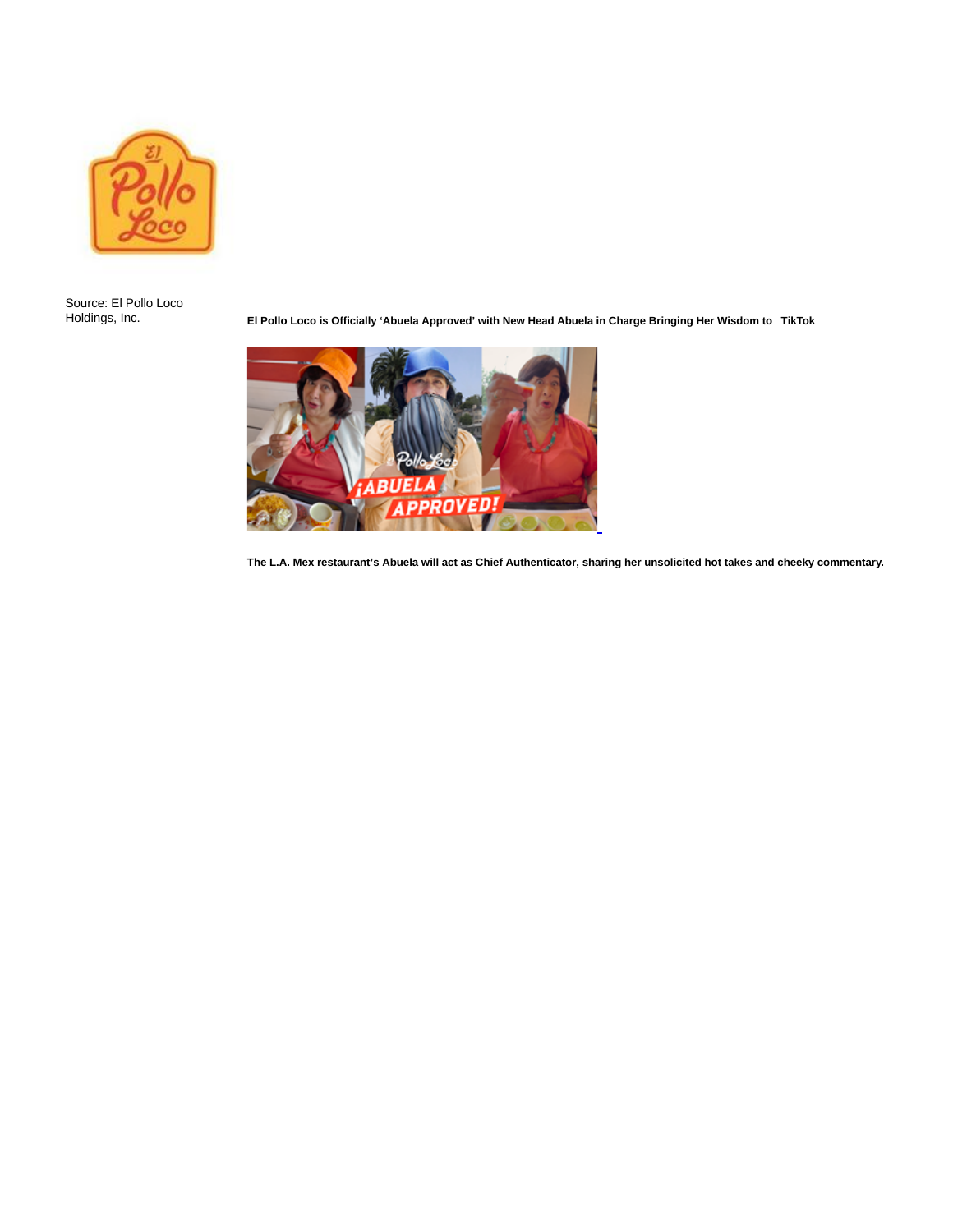Source: El Pollo Loco Holdings, Inc.

**El Pollo Loco is Officially 'Abuela Approved' with New Head Abuela in Charge Bringing Her Wisdom to TikTok**

**The L.A. Mex restaurant's Abuela will act as Chief Authenticator, sharing her unsolicited hot takes and cheeky commentary.**